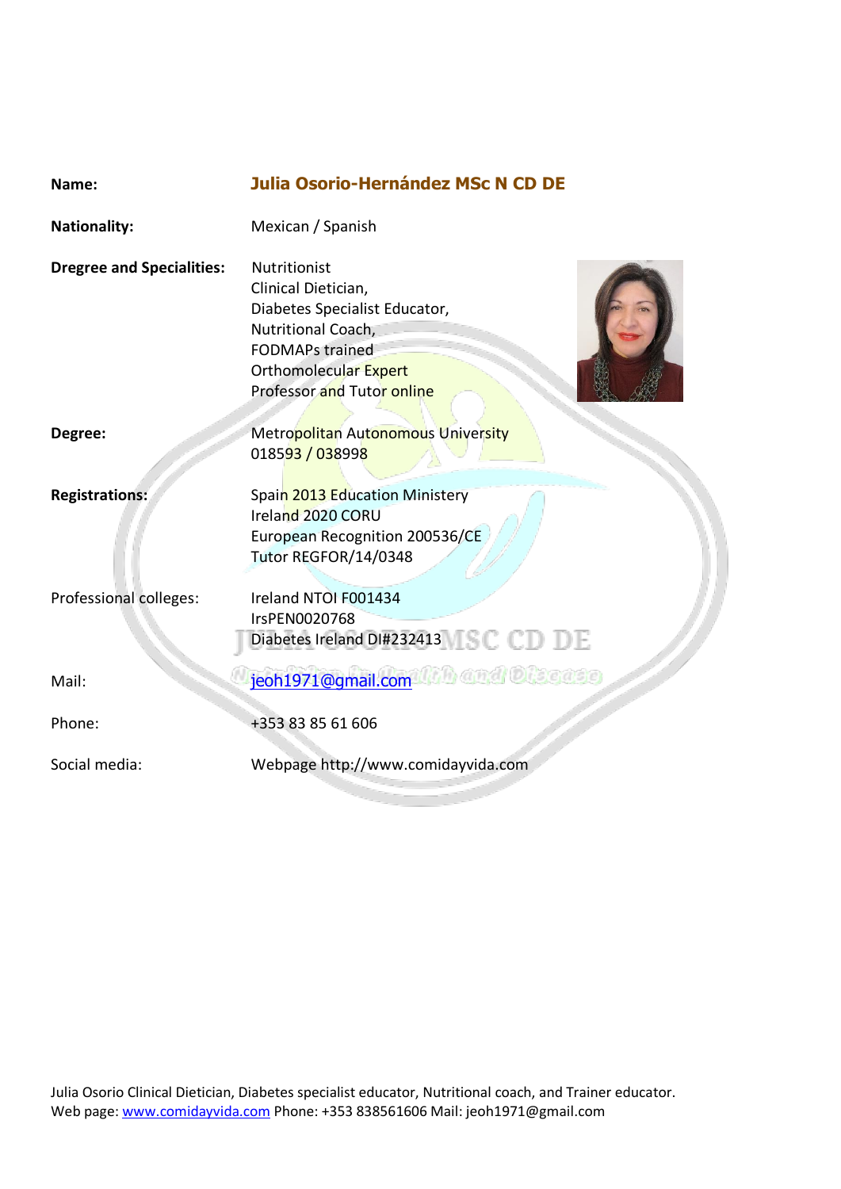| | |
|---|---|
| **Name:** | **Julia Osorio-Hernández MSc N CD DE** |
| **Nationality:** | Mexican / Spanish |
| **Dregree and Specialities:** | Nutritionist<br>Clinical Dietician,<br>Diabetes Specialist Educator,<br>Nutritional Coach,<br>FODMAPs trained<br>Orthomolecular Expert<br>Professor and Tutor online |
| **Degree:** | Metropolitan Autonomous University<br>018593 / 038998 |
| **Registrations:** | Spain 2013 Education Ministery<br>Ireland 2020 CORU<br>European Recognition 200536/CE<br>Tutor REGFOR/14/0348 |
| Professional colleges: | Ireland NTOI F001434<br>IrsPEN0020768<br>Diabetes Ireland DI#232413 |
| Mail: | jeoh1971@gmail.com |
| Phone: | +353 83 85 61 606 |
| Social media: | Webpage http://www.comidayvida.com |

Julia Osorio Clinical Dietician, Diabetes specialist educator, Nutritional coach, and Trainer educator.
Web page: www.comidayvida.com Phone: +353 838561606 Mail: jeoh1971@gmail.com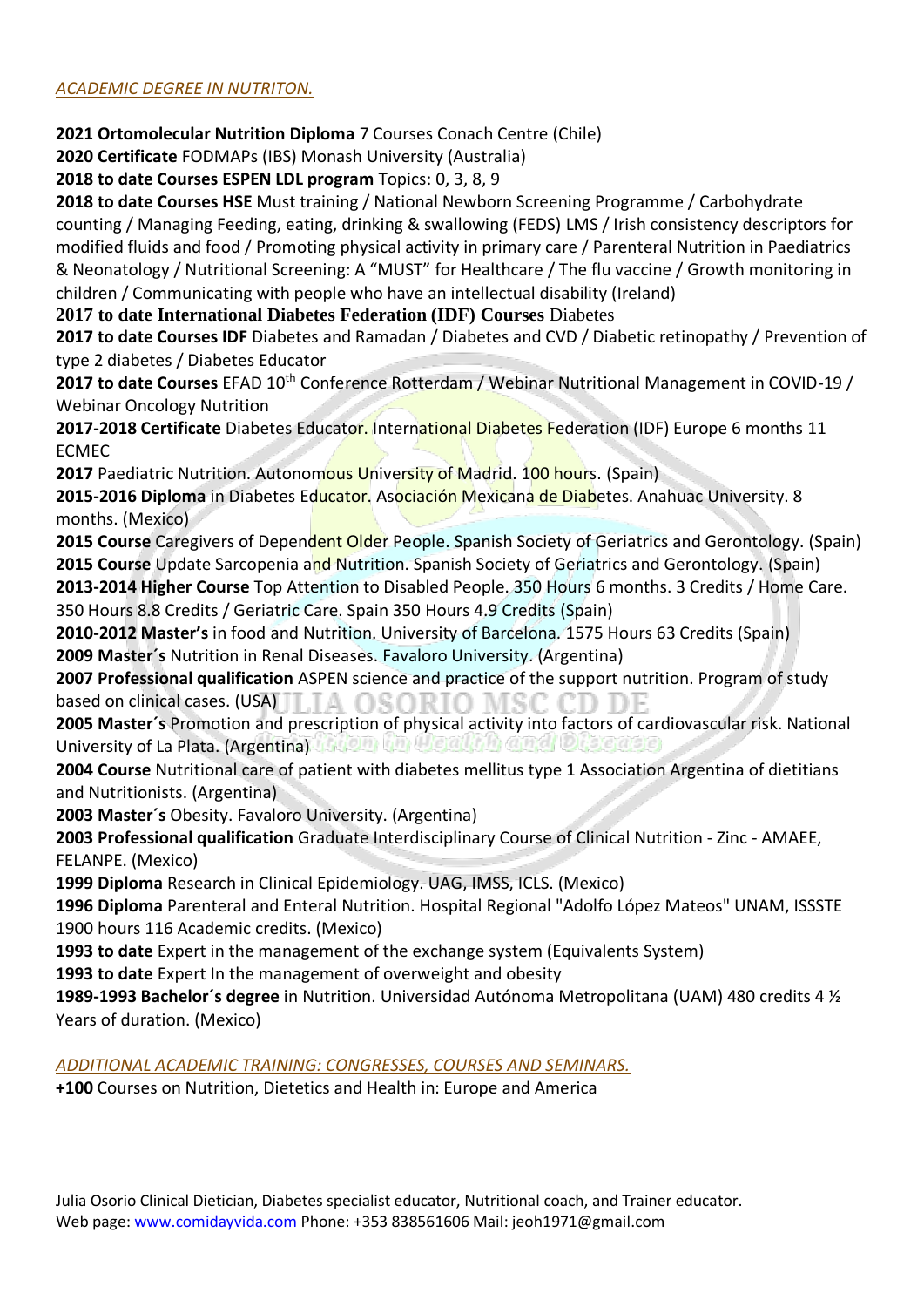*ACADEMIC DEGREE IN NUTRITON.*

**2021 Ortomolecular Nutrition Diploma** 7 Courses Conach Centre (Chile)
**2020 Certificate** FODMAPs (IBS) Monash University (Australia)
**2018 to date Courses ESPEN LDL program** Topics: 0, 3, 8, 9
**2018 to date Courses HSE** Must training / National Newborn Screening Programme / Carbohydrate counting / Managing Feeding, eating, drinking & swallowing (FEDS) LMS / Irish consistency descriptors for modified fluids and food / Promoting physical activity in primary care / Parenteral Nutrition in Paediatrics & Neonatology / Nutritional Screening: A "MUST" for Healthcare / The flu vaccine / Growth monitoring in children / Communicating with people who have an intellectual disability (Ireland)
**2017 to date International Diabetes Federation (IDF) Courses** Diabetes
**2017 to date Courses IDF** Diabetes and Ramadan / Diabetes and CVD / Diabetic retinopathy / Prevention of type 2 diabetes / Diabetes Educator
**2017 to date Courses** EFAD 10th Conference Rotterdam / Webinar Nutritional Management in COVID-19 / Webinar Oncology Nutrition
**2017-2018 Certificate** Diabetes Educator. International Diabetes Federation (IDF) Europe 6 months 11 ECMEC
**2017** Paediatric Nutrition. Autonomous University of Madrid. 100 hours. (Spain)
**2015-2016 Diploma** in Diabetes Educator. Asociación Mexicana de Diabetes. Anahuac University. 8 months. (Mexico)
**2015 Course** Caregivers of Dependent Older People. Spanish Society of Geriatrics and Gerontology. (Spain)
**2015 Course** Update Sarcopenia and Nutrition. Spanish Society of Geriatrics and Gerontology. (Spain)
**2013-2014 Higher Course** Top Attention to Disabled People. 350 Hours 6 months. 3 Credits / Home Care. 350 Hours 8.8 Credits / Geriatric Care. Spain 350 Hours 4.9 Credits (Spain)
**2010-2012 Master's** in food and Nutrition. University of Barcelona. 1575 Hours 63 Credits (Spain)
**2009 Master´s** Nutrition in Renal Diseases. Favaloro University. (Argentina)
**2007 Professional qualification** ASPEN science and practice of the support nutrition. Program of study based on clinical cases. (USA)
**2005 Master´s** Promotion and prescription of physical activity into factors of cardiovascular risk. National University of La Plata. (Argentina)
**2004 Course** Nutritional care of patient with diabetes mellitus type 1 Association Argentina of dietitians and Nutritionists. (Argentina)
**2003 Master´s** Obesity. Favaloro University. (Argentina)
**2003 Professional qualification** Graduate Interdisciplinary Course of Clinical Nutrition - Zinc - AMAEE, FELANPE. (Mexico)
**1999 Diploma** Research in Clinical Epidemiology. UAG, IMSS, ICLS. (Mexico)
**1996 Diploma** Parenteral and Enteral Nutrition. Hospital Regional "Adolfo López Mateos" UNAM, ISSSTE 1900 hours 116 Academic credits. (Mexico)
**1993 to date** Expert in the management of the exchange system (Equivalents System)
**1993 to date** Expert In the management of overweight and obesity
**1989-1993 Bachelor´s degree** in Nutrition. Universidad Autónoma Metropolitana (UAM) 480 credits 4 ½ Years of duration. (Mexico)

*ADDITIONAL ACADEMIC TRAINING: CONGRESSES, COURSES AND SEMINARS.*
**+100** Courses on Nutrition, Dietetics and Health in: Europe and America

Julia Osorio Clinical Dietician, Diabetes specialist educator, Nutritional coach, and Trainer educator.
Web page: www.comidayvida.com Phone: +353 838561606 Mail: jeoh1971@gmail.com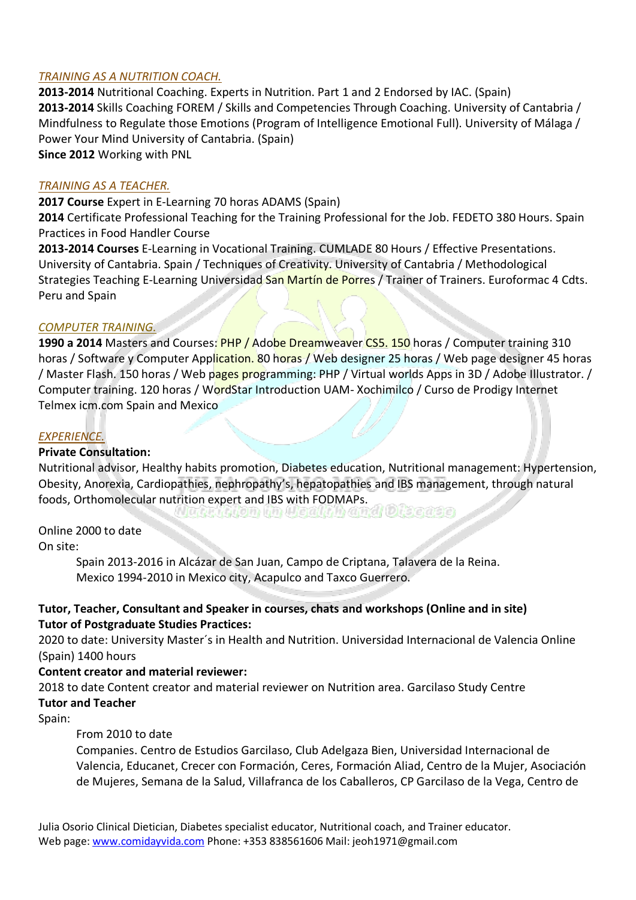*TRAINING AS A NUTRITION COACH.*

**2013-2014** Nutritional Coaching. Experts in Nutrition. Part 1 and 2 Endorsed by IAC. (Spain)
**2013-2014** Skills Coaching FOREM / Skills and Competencies Through Coaching. University of Cantabria / Mindfulness to Regulate those Emotions (Program of Intelligence Emotional Full). University of Málaga / Power Your Mind University of Cantabria. (Spain)
**Since 2012** Working with PNL

*TRAINING AS A TEACHER.*

**2017 Course** Expert in E-Learning 70 horas ADAMS (Spain)
**2014** Certificate Professional Teaching for the Training Professional for the Job. FEDETO 380 Hours. Spain Practices in Food Handler Course
**2013-2014 Courses** E-Learning in Vocational Training. CUMLADE 80 Hours / Effective Presentations. University of Cantabria. Spain / Techniques of Creativity. University of Cantabria / Methodological Strategies Teaching E-Learning Universidad San Martín de Porres / Trainer of Trainers. Euroformac 4 Cdts. Peru and Spain

*COMPUTER TRAINING.*

**1990 a 2014** Masters and Courses: PHP / Adobe Dreamweaver CS5. 150 horas / Computer training 310 horas / Software y Computer Application. 80 horas / Web designer 25 horas / Web page designer 45 horas / Master Flash. 150 horas / Web pages programming: PHP / Virtual worlds Apps in 3D / Adobe Illustrator. / Computer training. 120 horas / WordStar Introduction UAM- Xochimilco / Curso de Prodigy Internet Telmex icm.com Spain and Mexico

*EXPERIENCE.*

**Private Consultation:**

Nutritional advisor, Healthy habits promotion, Diabetes education, Nutritional management: Hypertension, Obesity, Anorexia, Cardiopathies, nephropathy's, hepatopathies and IBS management, through natural foods, Orthomolecular nutrition expert and IBS with FODMAPs.

Online 2000 to date

On site:

> Spain 2013-2016 in Alcázar de San Juan, Campo de Criptana, Talavera de la Reina.
> Mexico 1994-2010 in Mexico city, Acapulco and Taxco Guerrero.

**Tutor, Teacher, Consultant and Speaker in courses, chats and workshops (Online and in site)**

**Tutor of Postgraduate Studies Practices:**

2020 to date: University Master´s in Health and Nutrition. Universidad Internacional de Valencia Online (Spain) 1400 hours

**Content creator and material reviewer:**

2018 to date Content creator and material reviewer on Nutrition area. Garcilaso Study Centre

**Tutor and Teacher**

Spain:

> From 2010 to date
> Companies. Centro de Estudios Garcilaso, Club Adelgaza Bien, Universidad Internacional de Valencia, Educanet, Crecer con Formación, Ceres, Formación Aliad, Centro de la Mujer, Asociación de Mujeres, Semana de la Salud, Villafranca de los Caballeros, CP Garcilaso de la Vega, Centro de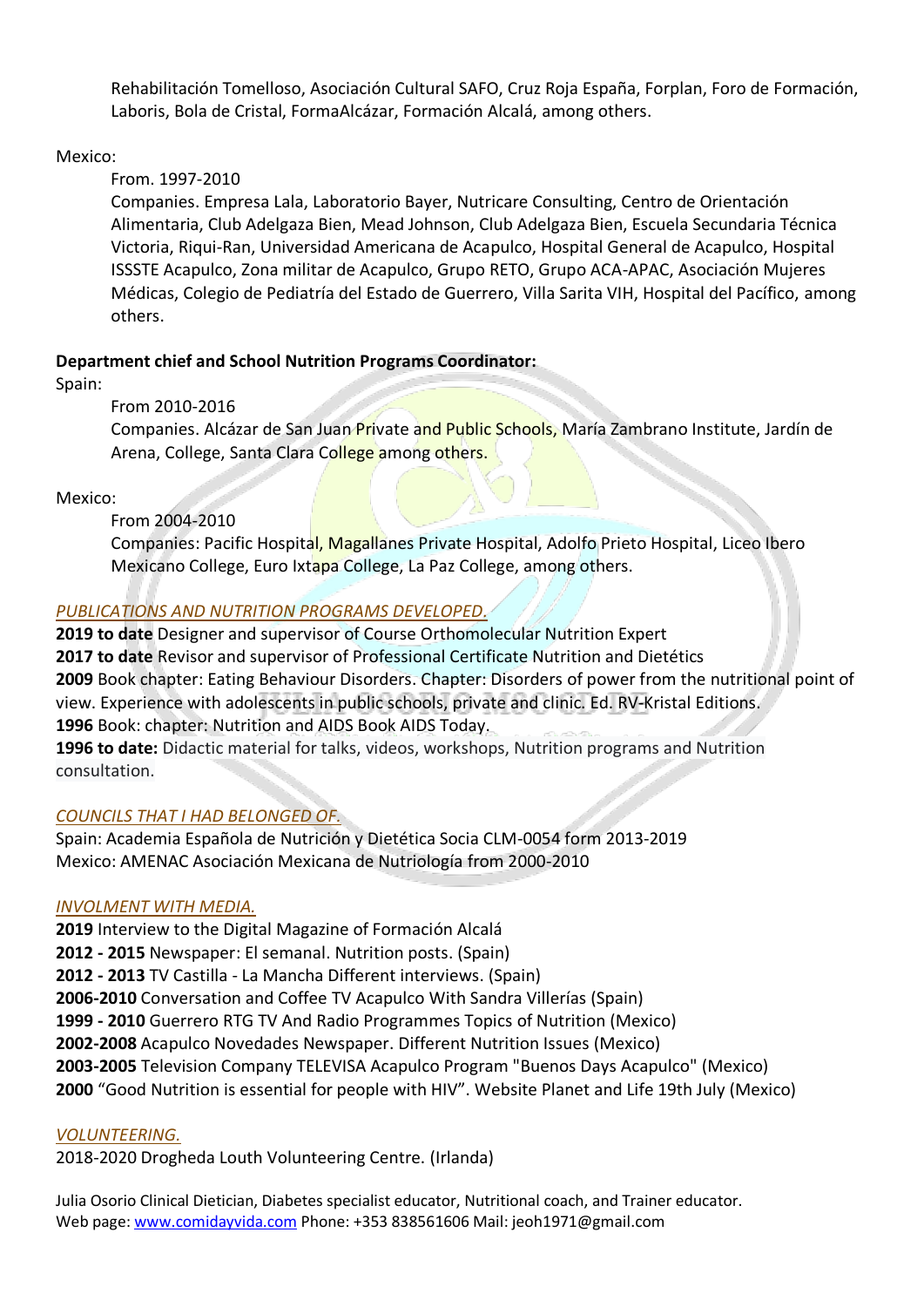Rehabilitación Tomelloso, Asociación Cultural SAFO, Cruz Roja España, Forplan, Foro de Formación, Laboris, Bola de Cristal, FormaAlcázar, Formación Alcalá, among others.

Mexico:

From. 1997-2010

Companies. Empresa Lala, Laboratorio Bayer, Nutricare Consulting, Centro de Orientación Alimentaria, Club Adelgaza Bien, Mead Johnson, Club Adelgaza Bien, Escuela Secundaria Técnica Victoria, Riqui-Ran, Universidad Americana de Acapulco, Hospital General de Acapulco, Hospital ISSSTE Acapulco, Zona militar de Acapulco, Grupo RETO, Grupo ACA-APAC, Asociación Mujeres Médicas, Colegio de Pediatría del Estado de Guerrero, Villa Sarita VIH, Hospital del Pacífico, among others.

**Department chief and School Nutrition Programs Coordinator:**

Spain:

From 2010-2016

Companies. Alcázar de San Juan Private and Public Schools, María Zambrano Institute, Jardín de Arena, College, Santa Clara College among others.

Mexico:

From 2004-2010

Companies: Pacific Hospital, Magallanes Private Hospital, Adolfo Prieto Hospital, Liceo Ibero Mexicano College, Euro Ixtapa College, La Paz College, among others.

*PUBLICATIONS AND NUTRITION PROGRAMS DEVELOPED.*

**2019 to date** Designer and supervisor of Course Orthomolecular Nutrition Expert
**2017 to date** Revisor and supervisor of Professional Certificate Nutrition and Dietétics
**2009** Book chapter: Eating Behaviour Disorders. Chapter: Disorders of power from the nutritional point of view. Experience with adolescents in public schools, private and clinic. Ed. RV-Kristal Editions.
**1996** Book: chapter: Nutrition and AIDS Book AIDS Today.
**1996 to date:** Didactic material for talks, videos, workshops, Nutrition programs and Nutrition consultation.

*COUNCILS THAT I HAD BELONGED OF.*

Spain: Academia Española de Nutrición y Dietética Socia CLM-0054 form 2013-2019
Mexico: AMENAC Asociación Mexicana de Nutriología from 2000-2010

*INVOLMENT WITH MEDIA.*

**2019** Interview to the Digital Magazine of Formación Alcalá
**2012 - 2015** Newspaper: El semanal. Nutrition posts. (Spain)
**2012 - 2013** TV Castilla - La Mancha Different interviews. (Spain)
**2006-2010** Conversation and Coffee TV Acapulco With Sandra Villerías (Spain)
**1999 - 2010** Guerrero RTG TV And Radio Programmes Topics of Nutrition (Mexico)
**2002-2008** Acapulco Novedades Newspaper. Different Nutrition Issues (Mexico)
**2003-2005** Television Company TELEVISA Acapulco Program "Buenos Days Acapulco" (Mexico)
**2000** "Good Nutrition is essential for people with HIV". Website Planet and Life 19th July (Mexico)

*VOLUNTEERING.*

2018-2020 Drogheda Louth Volunteering Centre. (Irlanda)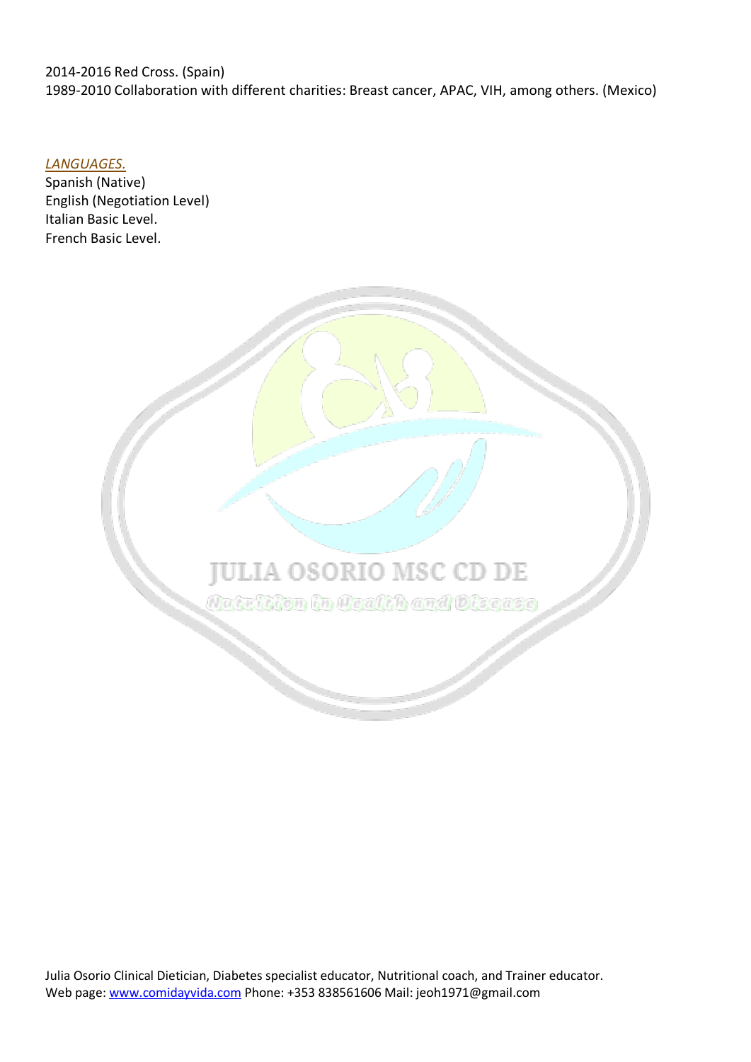2014-2016 Red Cross. (Spain)
1989-2010 Collaboration with different charities: Breast cancer, APAC, VIH, among others. (Mexico)

*LANGUAGES.*

Spanish (Native)
English (Negotiation Level)
Italian Basic Level.
French Basic Level.